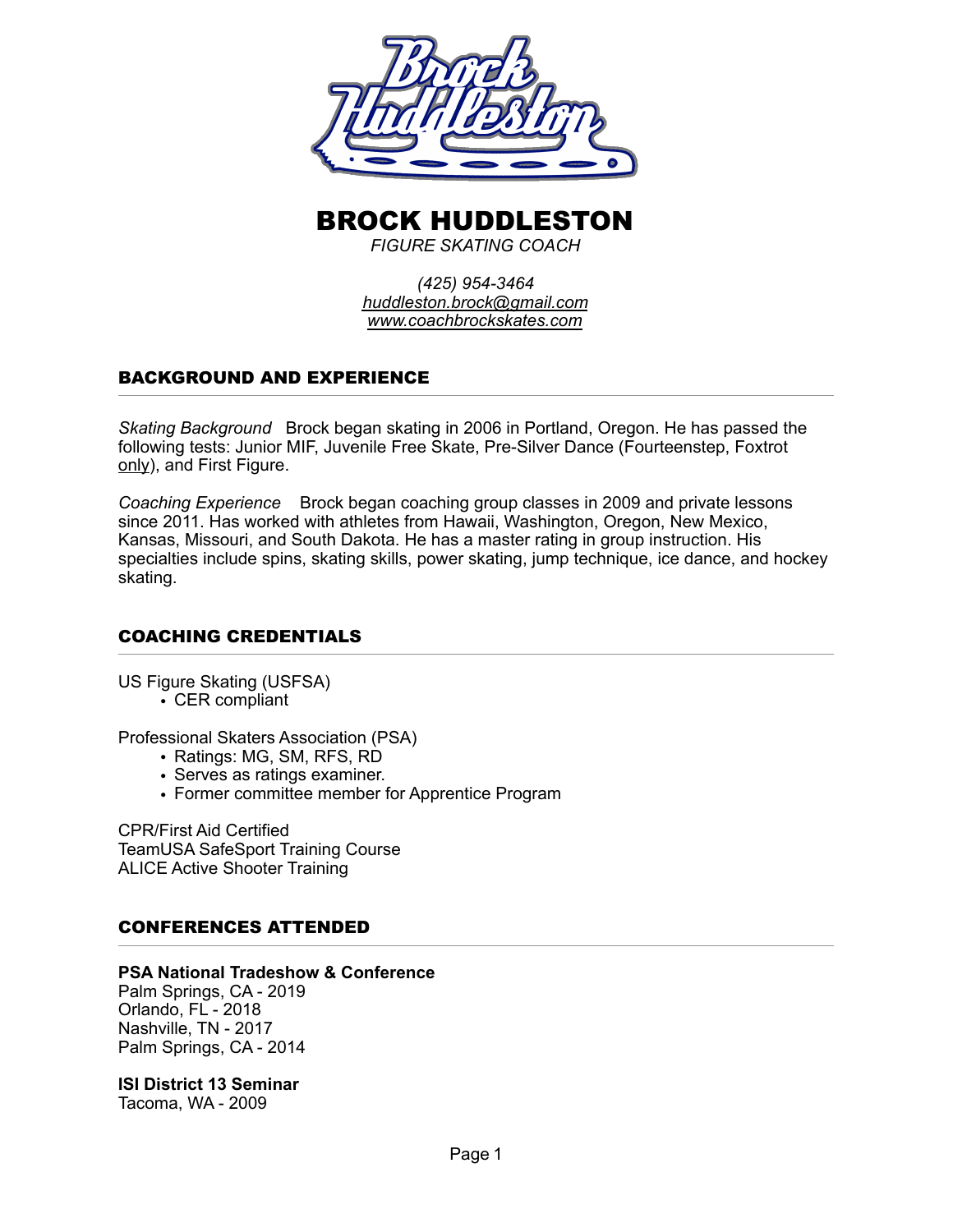# BROCK HUDDLESTON

*FIGURE SKATING COACH*

*(425) 954-3464*
*huddleston.brock@gmail.com*
*www.coachbrockskates.com*

## BACKGROUND AND EXPERIENCE

*Skating Background* Brock began skating in 2006 in Portland, Oregon. He has passed the following tests: Junior MIF, Juvenile Free Skate, Pre-Silver Dance (Fourteenstep, Foxtrot only), and First Figure.

*Coaching Experience* Brock began coaching group classes in 2009 and private lessons since 2011. Has worked with athletes from Hawaii, Washington, Oregon, New Mexico, Kansas, Missouri, and South Dakota. He has a master rating in group instruction. His specialties include spins, skating skills, power skating, jump technique, ice dance, and hockey skating.

## COACHING CREDENTIALS

US Figure Skating (USFSA)

- CER compliant

Professional Skaters Association (PSA)

- Ratings: MG, SM, RFS, RD
- Serves as ratings examiner.
- Former committee member for Apprentice Program

CPR/First Aid Certified
TeamUSA SafeSport Training Course
ALICE Active Shooter Training

## CONFERENCES ATTENDED

**PSA National Tradeshow & Conference**
Palm Springs, CA - 2019
Orlando, FL - 2018
Nashville, TN - 2017
Palm Springs, CA - 2014

**ISI District 13 Seminar**
Tacoma, WA - 2009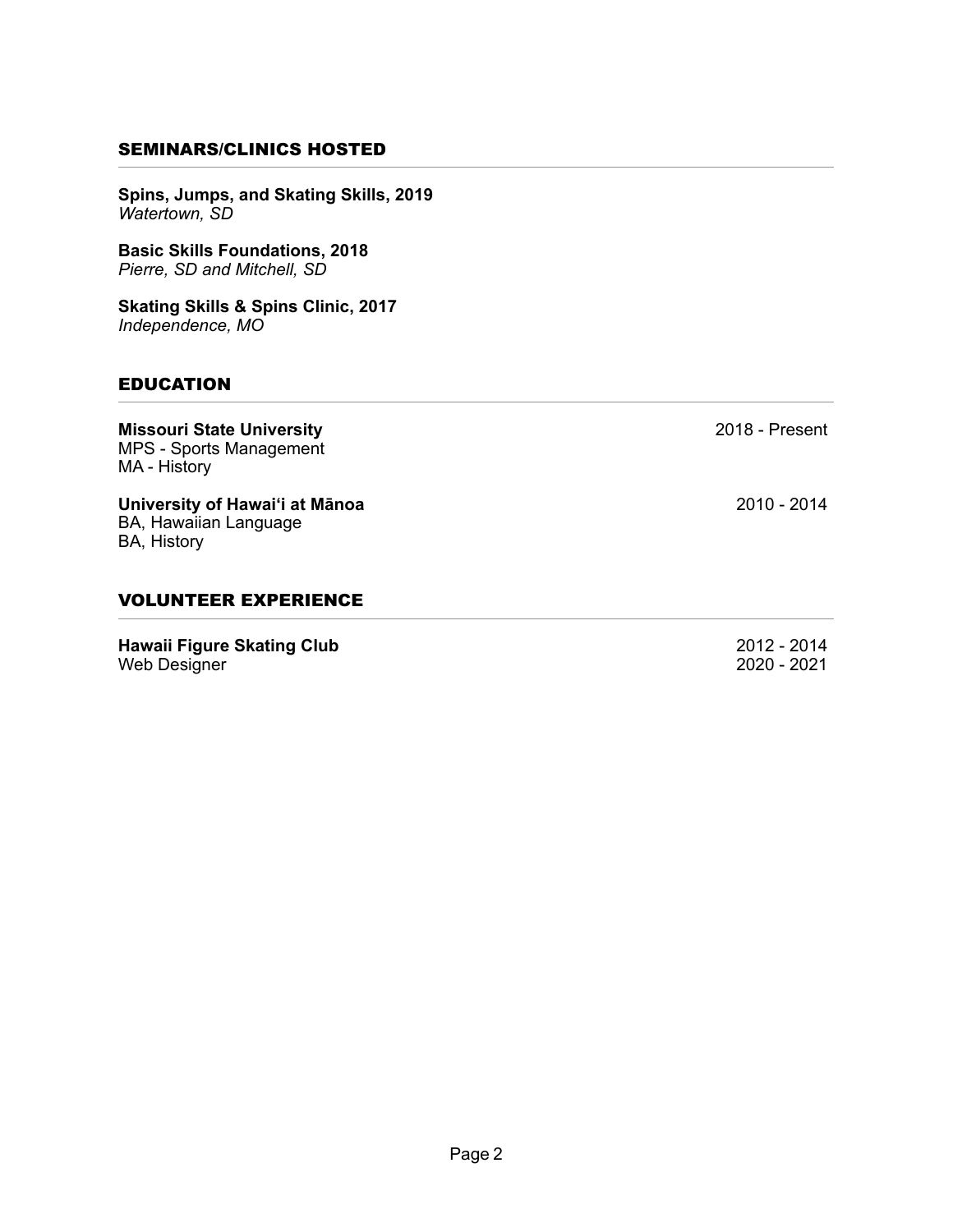## SEMINARS/CLINICS HOSTED

**Spins, Jumps, and Skating Skills, 2019**
*Watertown, SD*

**Basic Skills Foundations, 2018**
*Pierre, SD and Mitchell, SD*

**Skating Skills & Spins Clinic, 2017**
*Independence, MO*

## EDUCATION

**Missouri State University** 2018 - Present
MPS - Sports Management
MA - History

**University of Hawaiʻi at Mānoa** 2010 - 2014
BA, Hawaiian Language
BA, History

## VOLUNTEER EXPERIENCE

**Hawaii Figure Skating Club** 2012 - 2014
Web Designer 2020 - 2021